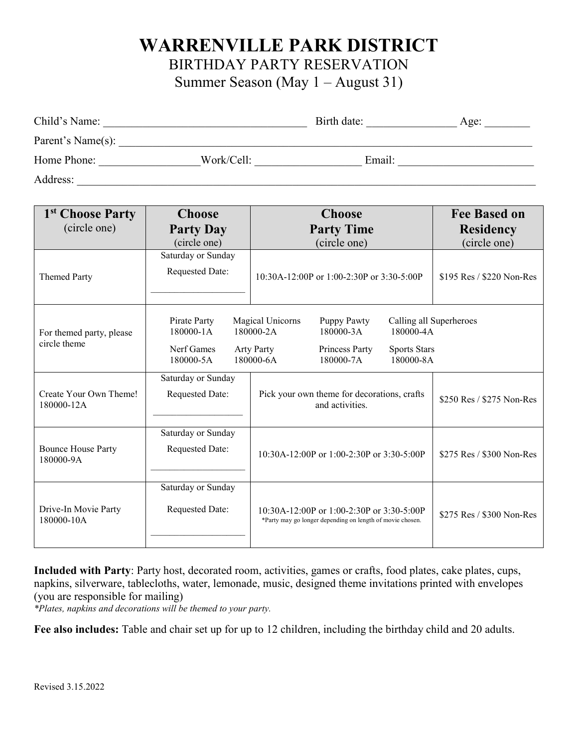# WARRENVILLE PARK DISTRICT

## BIRTHDAY PARTY RESERVATION

## Summer Season (May 1 – August 31)

Child's Name: ___________________________________ Birth date: _______________ Age: ________

Parent's Name(s): ___________________________________________________________________________

Home Phone: _________________Work/Cell: __________________ Email: ________________________

Address: _____________________________________________________________________________________

| 1st Choose Party (circle one) | Choose Party Day (circle one) | Choose Party Time (circle one) | Fee Based on Residency (circle one) |
|---|---|---|---|
| Themed Party | Saturday or Sunday<br>Requested Date:<br>___________________ | 10:30A-12:00P or 1:00-2:30P or 3:30-5:00P | $195 Res / $220 Non-Res |
| For themed party, please circle theme | Pirate Party 180000-1A<br>Nerf Games 180000-5A | Magical Unicorns 180000-2A<br>Arty Party 180000-6A<br>Puppy Pawty 180000-3A<br>Princess Party 180000-7A | Calling all Superheroes 180000-4A<br>Sports Stars 180000-8A |
| Create Your Own Theme! 180000-12A | Saturday or Sunday<br>Requested Date:<br>__________________ | Pick your own theme for decorations, crafts and activities. | $250 Res / $275 Non-Res |
| Bounce House Party 180000-9A | Saturday or Sunday<br>Requested Date:<br>___________________ | 10:30A-12:00P or 1:00-2:30P or 3:30-5:00P | $275 Res / $300 Non-Res |
| Drive-In Movie Party 180000-10A | Saturday or Sunday<br>Requested Date:<br>___________________ | 10:30A-12:00P or 1:00-2:30P or 3:30-5:00P<br>*Party may go longer depending on length of movie chosen. | $275 Res / $300 Non-Res |

**Included with Party**: Party host, decorated room, activities, games or crafts, food plates, cake plates, cups, napkins, silverware, tablecloths, water, lemonade, music, designed theme invitations printed with envelopes (you are responsible for mailing)
*\*Plates, napkins and decorations will be themed to your party.*

**Fee also includes:** Table and chair set up for up to 12 children, including the birthday child and 20 adults.

Revised 3.15.2022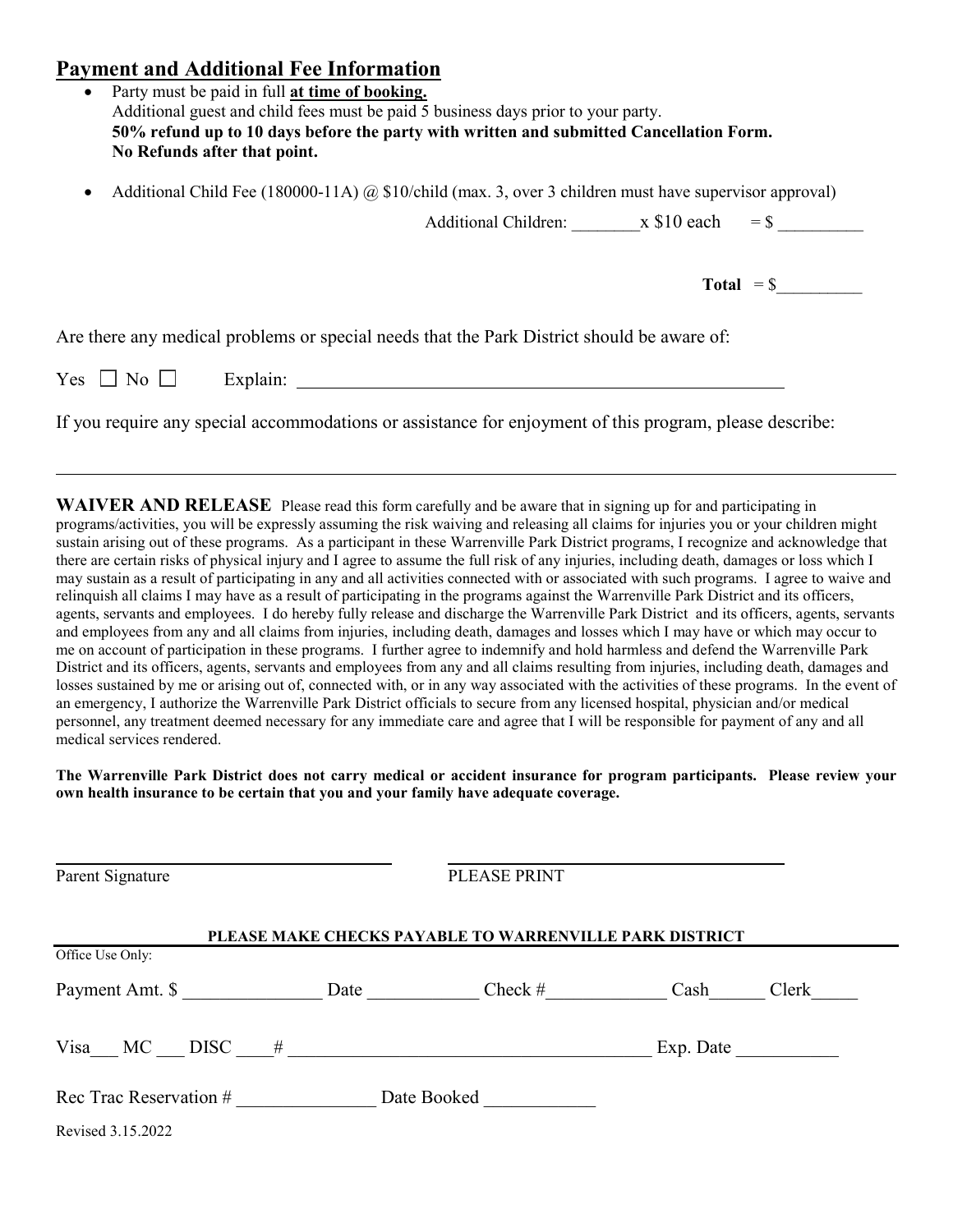## Payment and Additional Fee Information

- Party must be paid in full **at time of booking.**
  Additional guest and child fees must be paid 5 business days prior to your party.
  **50% refund up to 10 days before the party with written and submitted Cancellation Form.**
  **No Refunds after that point.**

- Additional Child Fee (180000-11A) @ $10/child (max. 3, over 3 children must have supervisor approval)

Additional Children: ________x $10 each = $ __________

**Total** = $__________

Are there any medical problems or special needs that the Park District should be aware of:

Yes ☐ No ☐ Explain: ______________________________________________________

If you require any special accommodations or assistance for enjoyment of this program, please describe:

______________________________________________________________________________

**WAIVER AND RELEASE** Please read this form carefully and be aware that in signing up for and participating in programs/activities, you will be expressly assuming the risk waiving and releasing all claims for injuries you or your children might sustain arising out of these programs. As a participant in these Warrenville Park District programs, I recognize and acknowledge that there are certain risks of physical injury and I agree to assume the full risk of any injuries, including death, damages or loss which I may sustain as a result of participating in any and all activities connected with or associated with such programs. I agree to waive and relinquish all claims I may have as a result of participating in the programs against the Warrenville Park District and its officers, agents, servants and employees. I do hereby fully release and discharge the Warrenville Park District and its officers, agents, servants and employees from any and all claims from injuries, including death, damages and losses which I may have or which may occur to me on account of participation in these programs. I further agree to indemnify and hold harmless and defend the Warrenville Park District and its officers, agents, servants and employees from any and all claims resulting from injuries, including death, damages and losses sustained by me or arising out of, connected with, or in any way associated with the activities of these programs. In the event of an emergency, I authorize the Warrenville Park District officials to secure from any licensed hospital, physician and/or medical personnel, any treatment deemed necessary for any immediate care and agree that I will be responsible for payment of any and all medical services rendered.

**The Warrenville Park District does not carry medical or accident insurance for program participants. Please review your own health insurance to be certain that you and your family have adequate coverage.**

______________________________ ______________________________

Parent Signature PLEASE PRINT

**PLEASE MAKE CHECKS PAYABLE TO WARRENVILLE PARK DISTRICT**

Office Use Only:

Payment Amt. $ _______________ Date ____________ Check #_____________ Cash______ Clerk_____

Visa___ MC ___ DISC ____# ________________________________________ Exp. Date ___________

Rec Trac Reservation # _______________ Date Booked ____________

Revised 3.15.2022